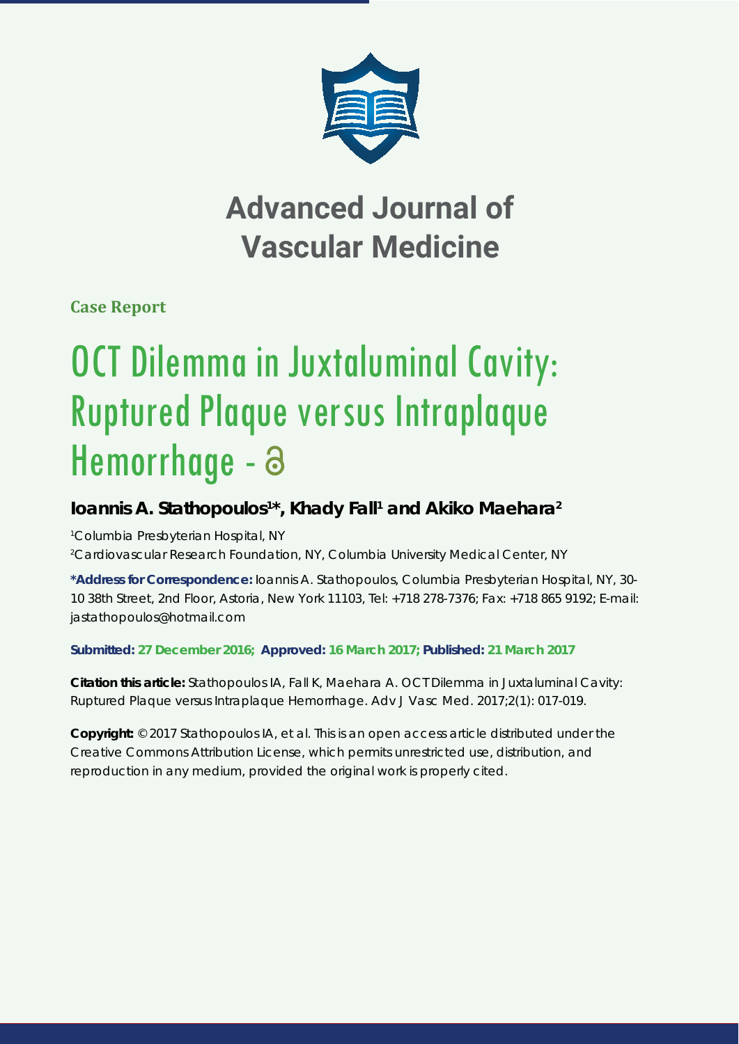# Advanced Journal of Vascular Medicine

**Case Report**

# OCT Dilemma in Juxtaluminal Cavity: Ruptured Plaque versus Intraplaque Hemorrhage - ∂

**Ioannis A. Stathopoulos[1]*, Khady Fall[1] and Akiko Maehara[2]**

[1]Columbia Presbyterian Hospital, NY
[2]Cardiovascular Research Foundation, NY, Columbia University Medical Center, NY

**\*Address for Correspondence:** Ioannis A. Stathopoulos, Columbia Presbyterian Hospital, NY, 30-10 38th Street, 2nd Floor, Astoria, New York 11103, Tel: +718 278-7376; Fax: +718 865 9192; E-mail: jastathopoulos@hotmail.com

**Submitted: 27 December 2016; Approved: 16 March 2017; Published: 21 March 2017**

**Citation this article:** Stathopoulos IA, Fall K, Maehara A. OCT Dilemma in Juxtaluminal Cavity: Ruptured Plaque versus Intraplaque Hemorrhage. Adv J Vasc Med. 2017;2(1): 017-019.

**Copyright:** © 2017 Stathopoulos IA, et al. This is an open access article distributed under the Creative Commons Attribution License, which permits unrestricted use, distribution, and reproduction in any medium, provided the original work is properly cited.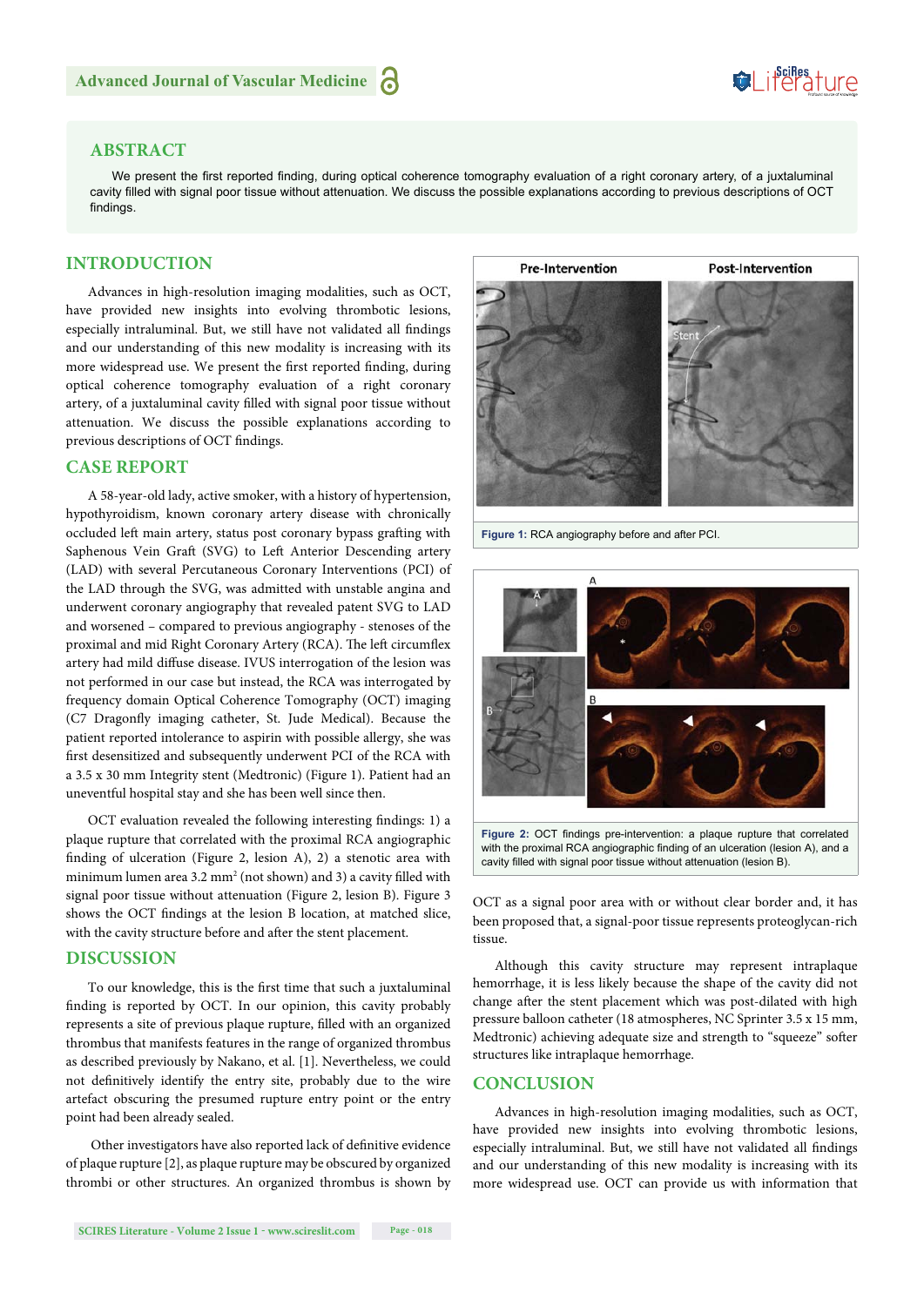## ABSTRACT

We present the first reported finding, during optical coherence tomography evaluation of a right coronary artery, of a juxtaluminal cavity filled with signal poor tissue without attenuation. We discuss the possible explanations according to previous descriptions of OCT findings.

## INTRODUCTION

Advances in high-resolution imaging modalities, such as OCT, have provided new insights into evolving thrombotic lesions, especially intraluminal. But, we still have not validated all findings and our understanding of this new modality is increasing with its more widespread use. We present the first reported finding, during optical coherence tomography evaluation of a right coronary artery, of a juxtaluminal cavity filled with signal poor tissue without attenuation. We discuss the possible explanations according to previous descriptions of OCT findings.

## CASE REPORT

A 58-year-old lady, active smoker, with a history of hypertension, hypothyroidism, known coronary artery disease with chronically occluded left main artery, status post coronary bypass grafting with Saphenous Vein Graft (SVG) to Left Anterior Descending artery (LAD) with several Percutaneous Coronary Interventions (PCI) of the LAD through the SVG, was admitted with unstable angina and underwent coronary angiography that revealed patent SVG to LAD and worsened – compared to previous angiography - stenoses of the proximal and mid Right Coronary Artery (RCA). The left circumflex artery had mild diffuse disease. IVUS interrogation of the lesion was not performed in our case but instead, the RCA was interrogated by frequency domain Optical Coherence Tomography (OCT) imaging (C7 Dragonfly imaging catheter, St. Jude Medical). Because the patient reported intolerance to aspirin with possible allergy, she was first desensitized and subsequently underwent PCI of the RCA with a 3.5 x 30 mm Integrity stent (Medtronic) (Figure 1). Patient had an uneventful hospital stay and she has been well since then.

**Figure 1:** RCA angiography before and after PCI.

OCT evaluation revealed the following interesting findings: 1) a plaque rupture that correlated with the proximal RCA angiographic finding of ulceration (Figure 2, lesion A), 2) a stenotic area with minimum lumen area 3.2 mm$^2$ (not shown) and 3) a cavity filled with signal poor tissue without attenuation (Figure 2, lesion B). Figure 3 shows the OCT findings at the lesion B location, at matched slice, with the cavity structure before and after the stent placement.

**Figure 2:** OCT findings pre-intervention: a plaque rupture that correlated with the proximal RCA angiographic finding of an ulceration (lesion A), and a cavity filled with signal poor tissue without attenuation (lesion B).

## DISCUSSION

To our knowledge, this is the first time that such a juxtaluminal finding is reported by OCT. In our opinion, this cavity probably represents a site of previous plaque rupture, filled with an organized thrombus that manifests features in the range of organized thrombus as described previously by Nakano, et al. [1]. Nevertheless, we could not definitively identify the entry site, probably due to the wire artefact obscuring the presumed rupture entry point or the entry point had been already sealed.

Other investigators have also reported lack of definitive evidence of plaque rupture [2], as plaque rupture may be obscured by organized thrombi or other structures. An organized thrombus is shown by OCT as a signal poor area with or without clear border and, it has been proposed that, a signal-poor tissue represents proteoglycan-rich tissue.

Although this cavity structure may represent intraplaque hemorrhage, it is less likely because the shape of the cavity did not change after the stent placement which was post-dilated with high pressure balloon catheter (18 atmospheres, NC Sprinter 3.5 x 15 mm, Medtronic) achieving adequate size and strength to "squeeze" softer structures like intraplaque hemorrhage.

## CONCLUSION

Advances in high-resolution imaging modalities, such as OCT, have provided new insights into evolving thrombotic lesions, especially intraluminal. But, we still have not validated all findings and our understanding of this new modality is increasing with its more widespread use. OCT can provide us with information that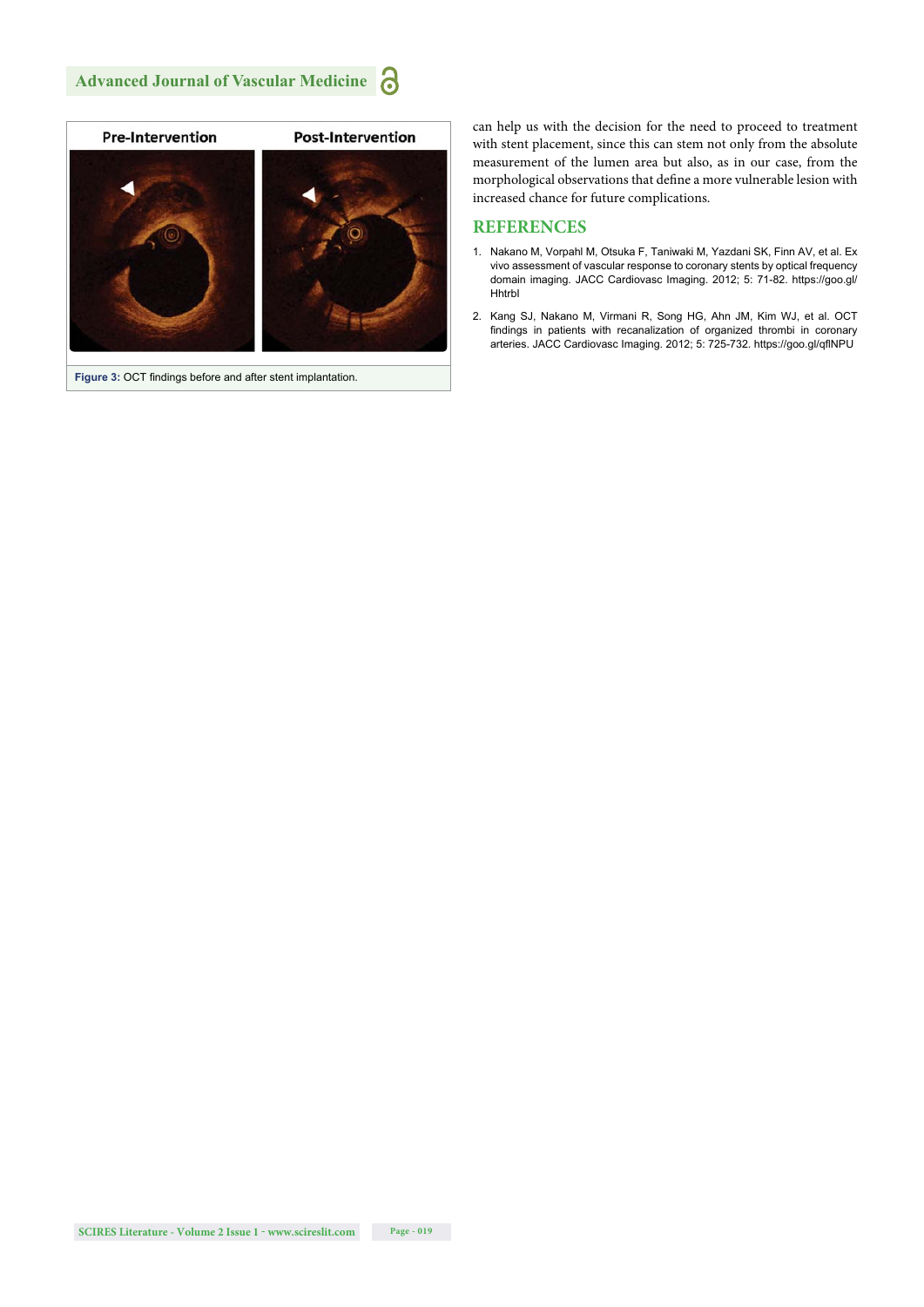Pre-Intervention

Post-Intervention

Figure 3: OCT findings before and after stent implantation.

can help us with the decision for the need to proceed to treatment with stent placement, since this can stem not only from the absolute measurement of the lumen area but also, as in our case, from the morphological observations that define a more vulnerable lesion with increased chance for future complications.

## REFERENCES

1. Nakano M, Vorpahl M, Otsuka F, Taniwaki M, Yazdani SK, Finn AV, et al. Ex vivo assessment of vascular response to coronary stents by optical frequency domain imaging. JACC Cardiovasc Imaging. 2012; 5: 71-82. https://goo.gl/Hhtrbl
2. Kang SJ, Nakano M, Virmani R, Song HG, Ahn JM, Kim WJ, et al. OCT findings in patients with recanalization of organized thrombi in coronary arteries. JACC Cardiovasc Imaging. 2012; 5: 725-732. https://goo.gl/qflNPU